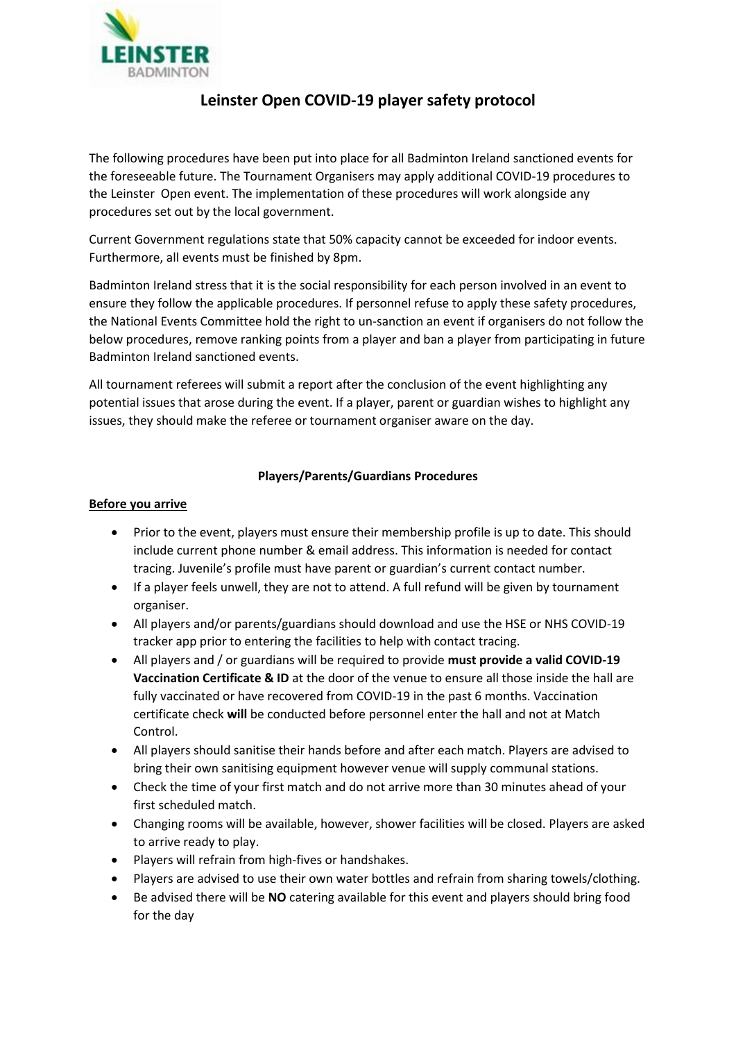# Leinster Open COVID-19 player safety protocol

The following procedures have been put into place for all Badminton Ireland sanctioned events for the foreseeable future. The Tournament Organisers may apply additional COVID-19 procedures to the Leinster Open event. The implementation of these procedures will work alongside any procedures set out by the local government.

Current Government regulations state that 50% capacity cannot be exceeded for indoor events. Furthermore, all events must be finished by 8pm.

Badminton Ireland stress that it is the social responsibility for each person involved in an event to ensure they follow the applicable procedures. If personnel refuse to apply these safety procedures, the National Events Committee hold the right to un-sanction an event if organisers do not follow the below procedures, remove ranking points from a player and ban a player from participating in future Badminton Ireland sanctioned events.

All tournament referees will submit a report after the conclusion of the event highlighting any potential issues that arose during the event. If a player, parent or guardian wishes to highlight any issues, they should make the referee or tournament organiser aware on the day.

## Players/Parents/Guardians Procedures

### Before you arrive

- Prior to the event, players must ensure their membership profile is up to date. This should include current phone number & email address. This information is needed for contact tracing. Juvenile's profile must have parent or guardian's current contact number.
- If a player feels unwell, they are not to attend. A full refund will be given by tournament organiser.
- All players and/or parents/guardians should download and use the HSE or NHS COVID-19 tracker app prior to entering the facilities to help with contact tracing.
- All players and / or guardians will be required to provide **must provide a valid COVID-19 Vaccination Certificate & ID** at the door of the venue to ensure all those inside the hall are fully vaccinated or have recovered from COVID-19 in the past 6 months. Vaccination certificate check **will** be conducted before personnel enter the hall and not at Match Control.
- All players should sanitise their hands before and after each match. Players are advised to bring their own sanitising equipment however venue will supply communal stations.
- Check the time of your first match and do not arrive more than 30 minutes ahead of your first scheduled match.
- Changing rooms will be available, however, shower facilities will be closed. Players are asked to arrive ready to play.
- Players will refrain from high-fives or handshakes.
- Players are advised to use their own water bottles and refrain from sharing towels/clothing.
- Be advised there will be **NO** catering available for this event and players should bring food for the day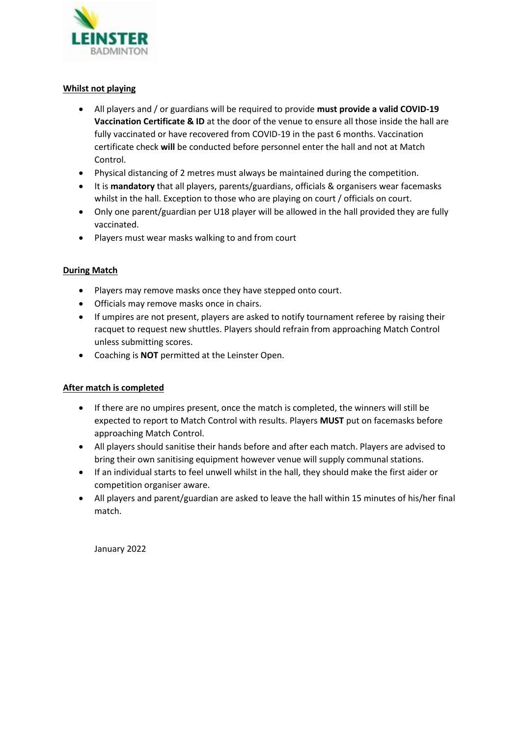**Whilst not playing**

- All players and / or guardians will be required to provide **must provide a valid COVID-19 Vaccination Certificate & ID** at the door of the venue to ensure all those inside the hall are fully vaccinated or have recovered from COVID-19 in the past 6 months. Vaccination certificate check **will** be conducted before personnel enter the hall and not at Match Control.
- Physical distancing of 2 metres must always be maintained during the competition.
- It is **mandatory** that all players, parents/guardians, officials & organisers wear facemasks whilst in the hall. Exception to those who are playing on court / officials on court.
- Only one parent/guardian per U18 player will be allowed in the hall provided they are fully vaccinated.
- Players must wear masks walking to and from court

**During Match**

- Players may remove masks once they have stepped onto court.
- Officials may remove masks once in chairs.
- If umpires are not present, players are asked to notify tournament referee by raising their racquet to request new shuttles. Players should refrain from approaching Match Control unless submitting scores.
- Coaching is **NOT** permitted at the Leinster Open.

**After match is completed**

- If there are no umpires present, once the match is completed, the winners will still be expected to report to Match Control with results. Players **MUST** put on facemasks before approaching Match Control.
- All players should sanitise their hands before and after each match. Players are advised to bring their own sanitising equipment however venue will supply communal stations.
- If an individual starts to feel unwell whilst in the hall, they should make the first aider or competition organiser aware.
- All players and parent/guardian are asked to leave the hall within 15 minutes of his/her final match.

January 2022